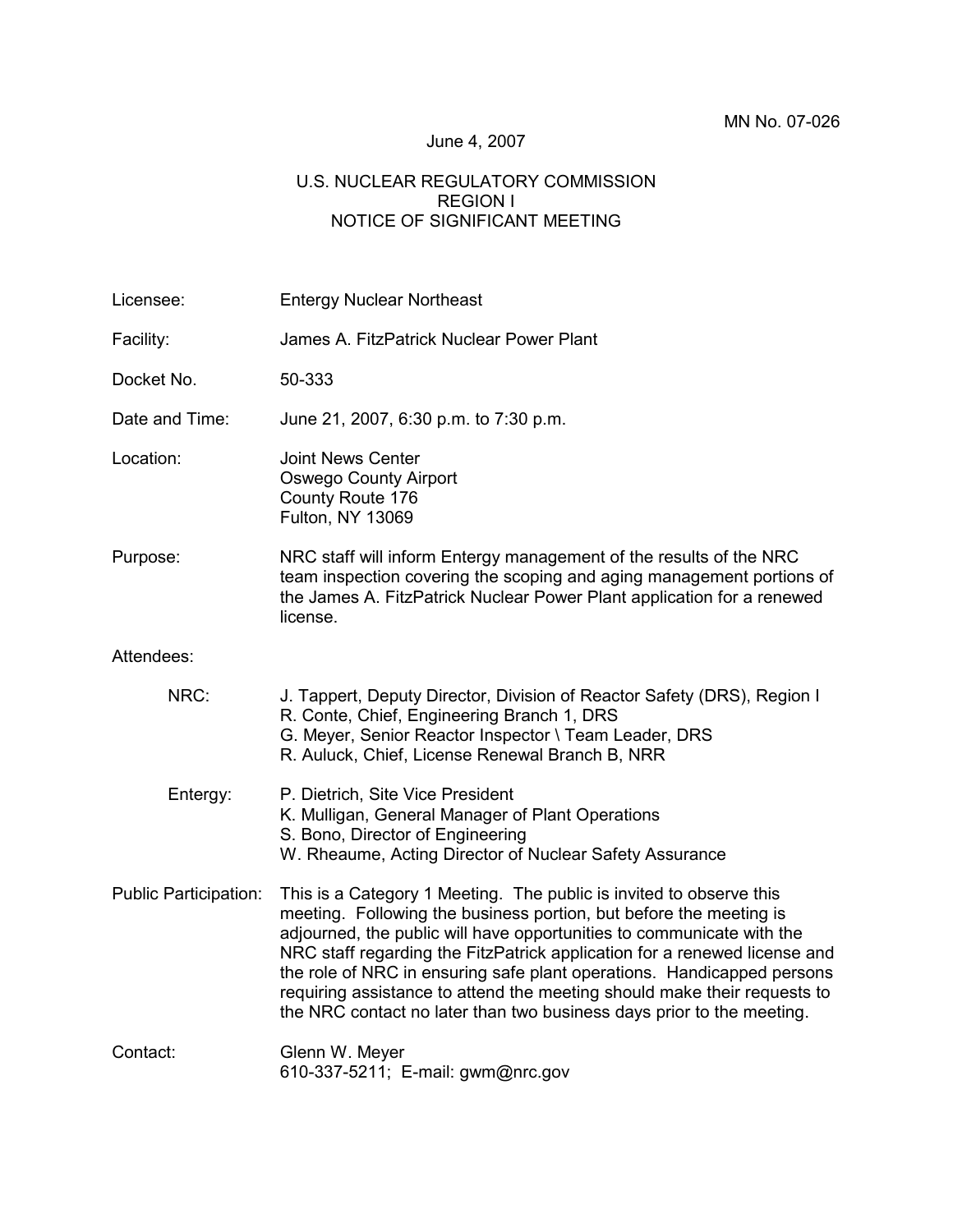MN No. 07-026

June 4, 2007

# U.S. NUCLEAR REGULATORY COMMISSION
## REGION I
## NOTICE OF SIGNIFICANT MEETING

**Licensee:** Entergy Nuclear Northeast

**Facility:** James A. FitzPatrick Nuclear Power Plant

**Docket No.** 50-333

**Date and Time:** June 21, 2007, 6:30 p.m. to 7:30 p.m.

**Location:** Joint News Center
Oswego County Airport
County Route 176
Fulton, NY 13069

**Purpose:** NRC staff will inform Entergy management of the results of the NRC team inspection covering the scoping and aging management portions of the James A. FitzPatrick Nuclear Power Plant application for a renewed license.

**Attendees:**

NRC:
- J. Tappert, Deputy Director, Division of Reactor Safety (DRS), Region I
- R. Conte, Chief, Engineering Branch 1, DRS
- G. Meyer, Senior Reactor Inspector \ Team Leader, DRS
- R. Auluck, Chief, License Renewal Branch B, NRR

Entergy:
- P. Dietrich, Site Vice President
- K. Mulligan, General Manager of Plant Operations
- S. Bono, Director of Engineering
- W. Rheaume, Acting Director of Nuclear Safety Assurance

**Public Participation:** This is a Category 1 Meeting. The public is invited to observe this meeting. Following the business portion, but before the meeting is adjourned, the public will have opportunities to communicate with the NRC staff regarding the FitzPatrick application for a renewed license and the role of NRC in ensuring safe plant operations. Handicapped persons requiring assistance to attend the meeting should make their requests to the NRC contact no later than two business days prior to the meeting.

**Contact:** Glenn W. Meyer
610-337-5211; E-mail: gwm@nrc.gov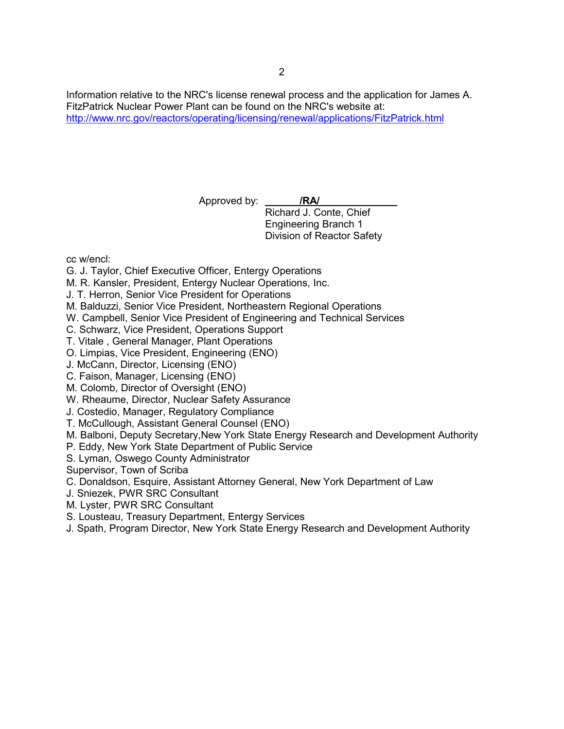Information relative to the NRC's license renewal process and the application for James A. FitzPatrick Nuclear Power Plant can be found on the NRC's website at: http://www.nrc.gov/reactors/operating/licensing/renewal/applications/FitzPatrick.html

Approved by: **/RA/**
Richard J. Conte, Chief
Engineering Branch 1
Division of Reactor Safety

cc w/encl:
G. J. Taylor, Chief Executive Officer, Entergy Operations
M. R. Kansler, President, Entergy Nuclear Operations, Inc.
J. T. Herron, Senior Vice President for Operations
M. Balduzzi, Senior Vice President, Northeastern Regional Operations
W. Campbell, Senior Vice President of Engineering and Technical Services
C. Schwarz, Vice President, Operations Support
T. Vitale , General Manager, Plant Operations
O. Limpias, Vice President, Engineering (ENO)
J. McCann, Director, Licensing (ENO)
C. Faison, Manager, Licensing (ENO)
M. Colomb, Director of Oversight (ENO)
W. Rheaume, Director, Nuclear Safety Assurance
J. Costedio, Manager, Regulatory Compliance
T. McCullough, Assistant General Counsel (ENO)
M. Balboni, Deputy Secretary,New York State Energy Research and Development Authority
P. Eddy, New York State Department of Public Service
S. Lyman, Oswego County Administrator
Supervisor, Town of Scriba
C. Donaldson, Esquire, Assistant Attorney General, New York Department of Law
J. Sniezek, PWR SRC Consultant
M. Lyster, PWR SRC Consultant
S. Lousteau, Treasury Department, Entergy Services
J. Spath, Program Director, New York State Energy Research and Development Authority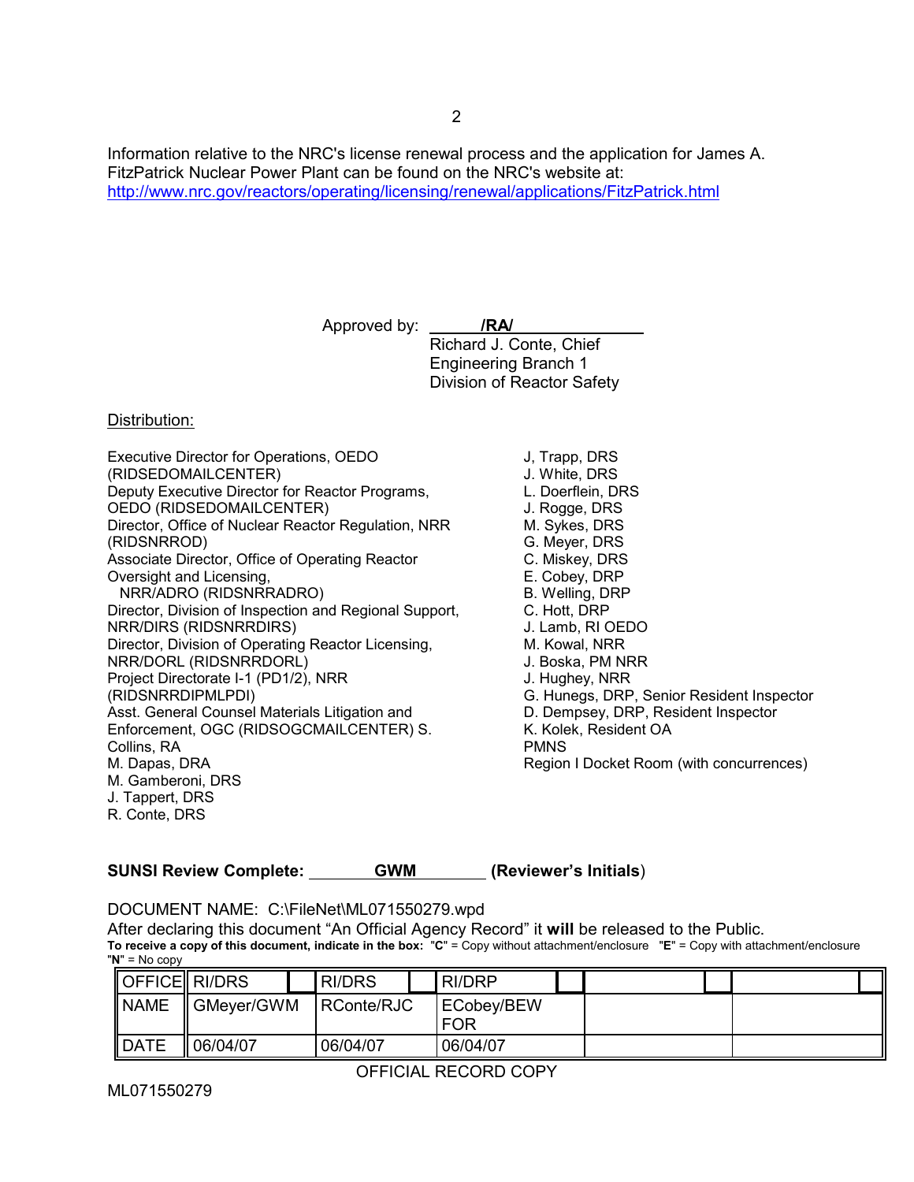Information relative to the NRC's license renewal process and the application for James A. FitzPatrick Nuclear Power Plant can be found on the NRC's website at: http://www.nrc.gov/reactors/operating/licensing/renewal/applications/FitzPatrick.html

Approved by: **/RA/**
Richard J. Conte, Chief
Engineering Branch 1
Division of Reactor Safety

Distribution:

Executive Director for Operations, OEDO (RIDSEDOMAILCENTER)
Deputy Executive Director for Reactor Programs, OEDO (RIDSEDOMAILCENTER)
Director, Office of Nuclear Reactor Regulation, NRR (RIDSNRROD)
Associate Director, Office of Operating Reactor Oversight and Licensing,
NRR/ADRO (RIDSNRRADRO)
Director, Division of Inspection and Regional Support, NRR/DIRS (RIDSNRRDIRS)
Director, Division of Operating Reactor Licensing, NRR/DORL (RIDSNRRDORL)
Project Directorate I-1 (PD1/2), NRR (RIDSNRRDIPMLPDI)
Asst. General Counsel Materials Litigation and Enforcement, OGC (RIDSOGCMAILCENTER) S. Collins, RA
M. Dapas, DRA
M. Gamberoni, DRS
J. Tappert, DRS
R. Conte, DRS
J, Trapp, DRS
J. White, DRS
L. Doerflein, DRS
J. Rogge, DRS
M. Sykes, DRS
G. Meyer, DRS
C. Miskey, DRS
E. Cobey, DRP
B. Welling, DRP
C. Hott, DRP
J. Lamb, RI OEDO
M. Kowal, NRR
J. Boska, PM NRR
J. Hughey, NRR
G. Hunegs, DRP, Senior Resident Inspector
D. Dempsey, DRP, Resident Inspector
K. Kolek, Resident OA
PMNS
Region I Docket Room (with concurrences)

**SUNSI Review Complete: GWM (Reviewer's Initials)**

DOCUMENT NAME: C:\FileNet\ML071550279.wpd
After declaring this document "An Official Agency Record" it **will** be released to the Public.
**To receive a copy of this document, indicate in the box: "C"** = Copy without attachment/enclosure **"E"** = Copy with attachment/enclosure **"N"** = No copy

| OFFICE | RI/DRS | RI/DRS | RI/DRP | | |
|---|---|---|---|---|---|
| NAME | GMeyer/GWM | RConte/RJC | ECobey/BEW FOR | | |
| DATE | 06/04/07 | 06/04/07 | 06/04/07 | | |

OFFICIAL RECORD COPY

ML071550279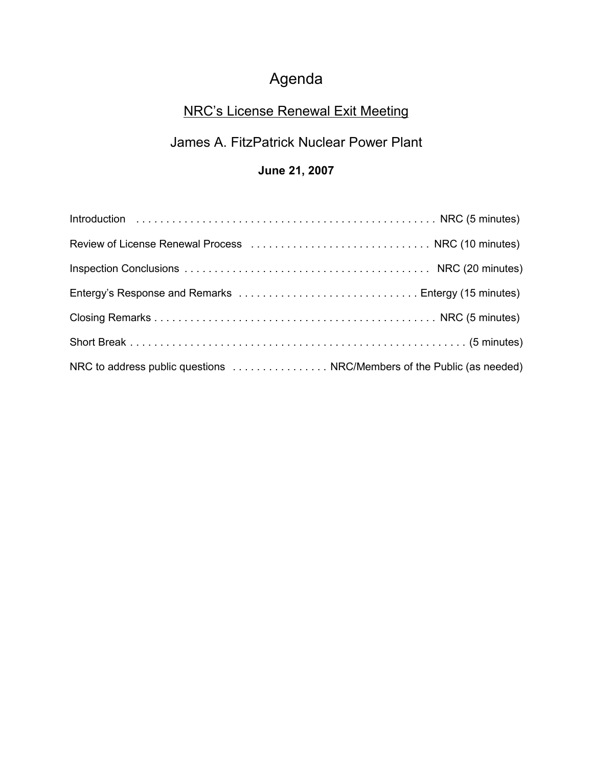# Agenda

## NRC's License Renewal Exit Meeting

## James A. FitzPatrick Nuclear Power Plant

**June 21, 2007**

| | |
|---|---|
| Introduction | NRC (5 minutes) |
| Review of License Renewal Process | NRC (10 minutes) |
| Inspection Conclusions | NRC (20 minutes) |
| Entergy's Response and Remarks | Entergy (15 minutes) |
| Closing Remarks | NRC (5 minutes) |
| Short Break | (5 minutes) |
| NRC to address public questions | NRC/Members of the Public (as needed) |